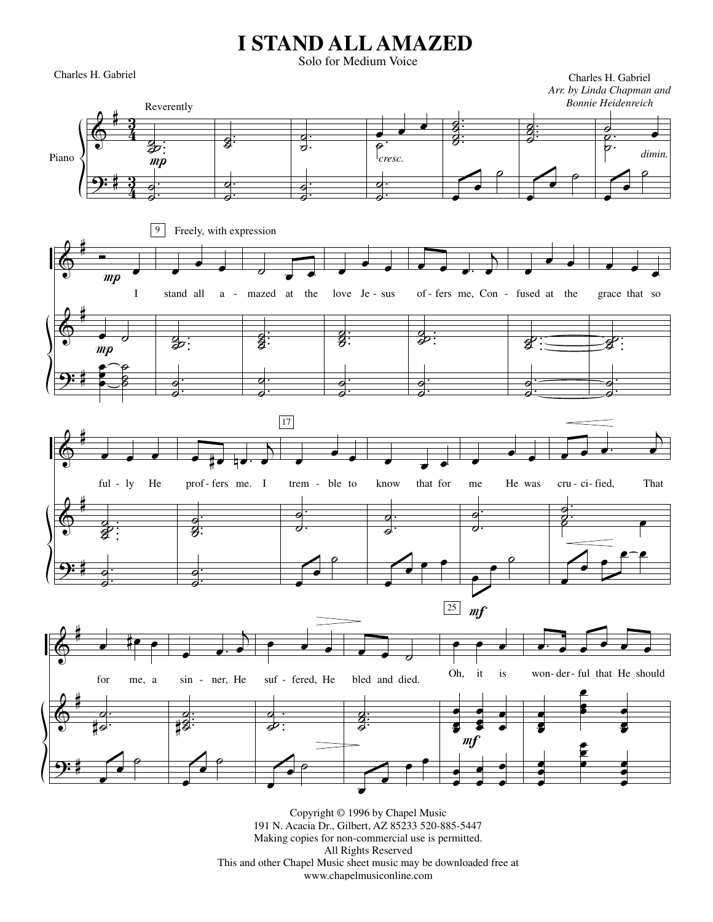# I STAND ALL AMAZED

Solo for Medium Voice

Charles H. Gabriel

Charles H. Gabriel
*Arr. by Linda Chapman and Bonnie Heidenreich*

Reverently

Piano

*mp* *cresc.* *dimin.*

9 Freely, with expression

*mp*

I stand all a - mazed at the love Je - sus of - fers me, Con - fused at the grace that so

ful - ly He prof - fers me. I 17 trem - ble to know that for me He was cru - ci - fied, That

for me, a sin - ner, He suf - fered, He bled and died. 25 *mf* Oh, it is won - der - ful that He should

Copyright © 1996 by Chapel Music
191 N. Acacia Dr., Gilbert, AZ 85233 520-885-5447
Making copies for non-commercial use is permitted.
All Rights Reserved
This and other Chapel Music sheet music may be downloaded free at
www.chapelmusiconline.com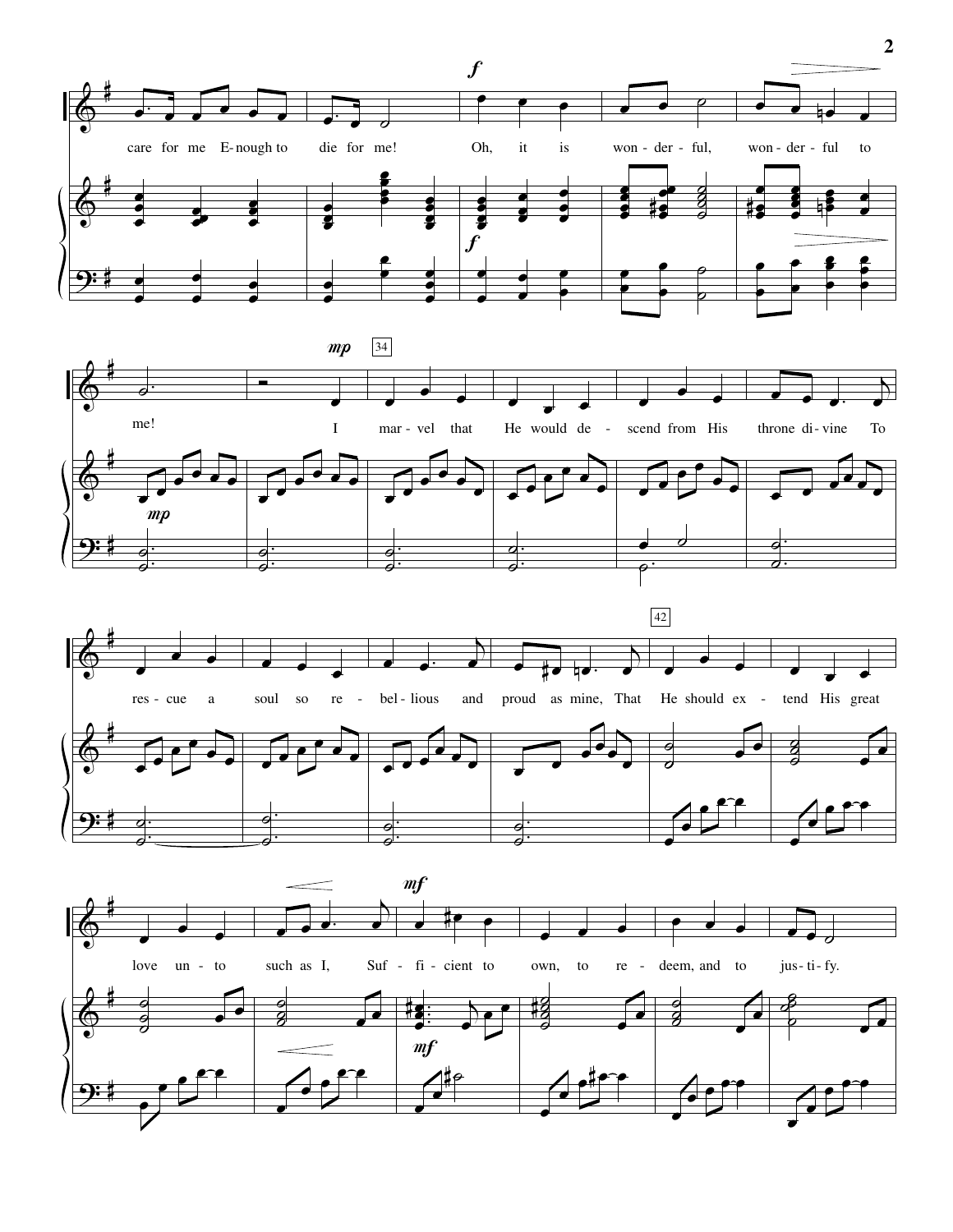care for me E-nough to die for me! Oh, it is won-der-ful, won-der-ful to me!

34

I mar-vel that He would de-scend from His throne di-vine To res-cue a soul so re-bel-lious and proud as mine,

42

That He should ex-tend His great love un-to such as I, Suf-fi-cient to own, to re-deem, and to jus-ti-fy.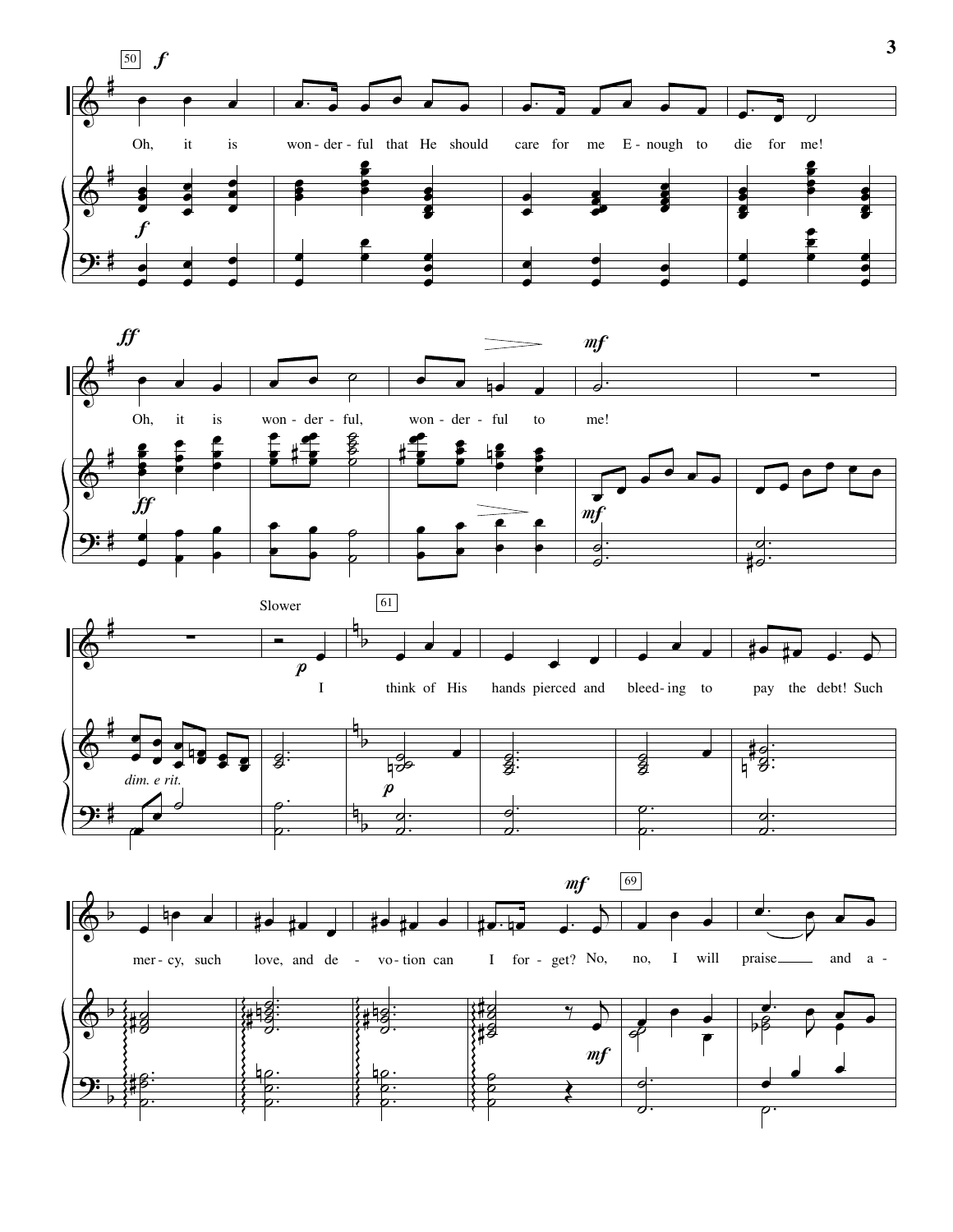Oh, it is wonderful that He should care for me Enough to die for me!

Oh, it is wonderful, wonderful to me!

Slower

I think of His hands pierced and bleeding to pay the debt! Such mercy, such love, and devotion can I forget? No, no, I will praise and a-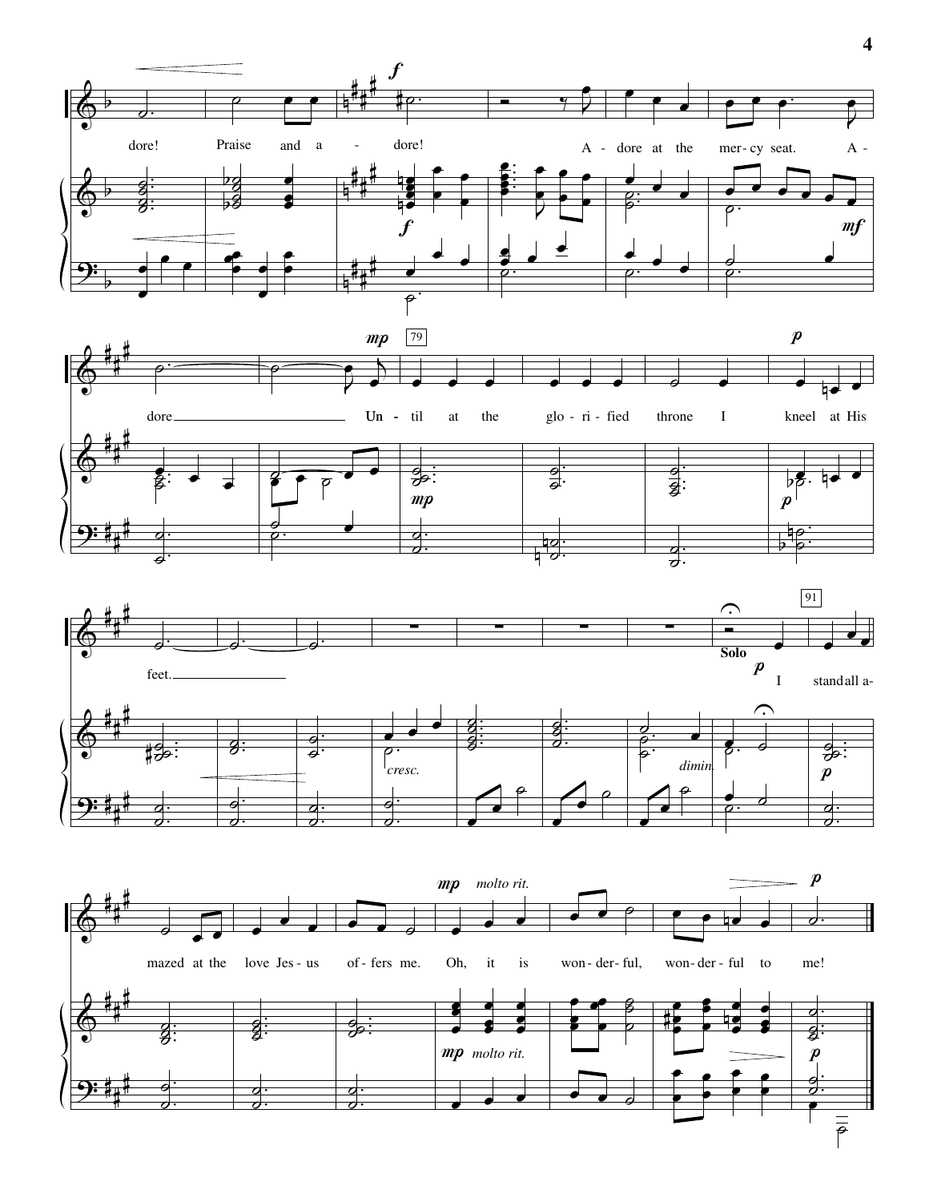dore! Praise and a - dore! A - dore at the mer - cy seat. A -

dore Un - til at the glo - ri - fied throne I kneel at His

feet.

Solo

I stand all a - mazed at the love Jes - us of - fers me. Oh, it is won - der - ful, won - der - ful to me!

*molto rit.*

*cresc.*

*dimin.*